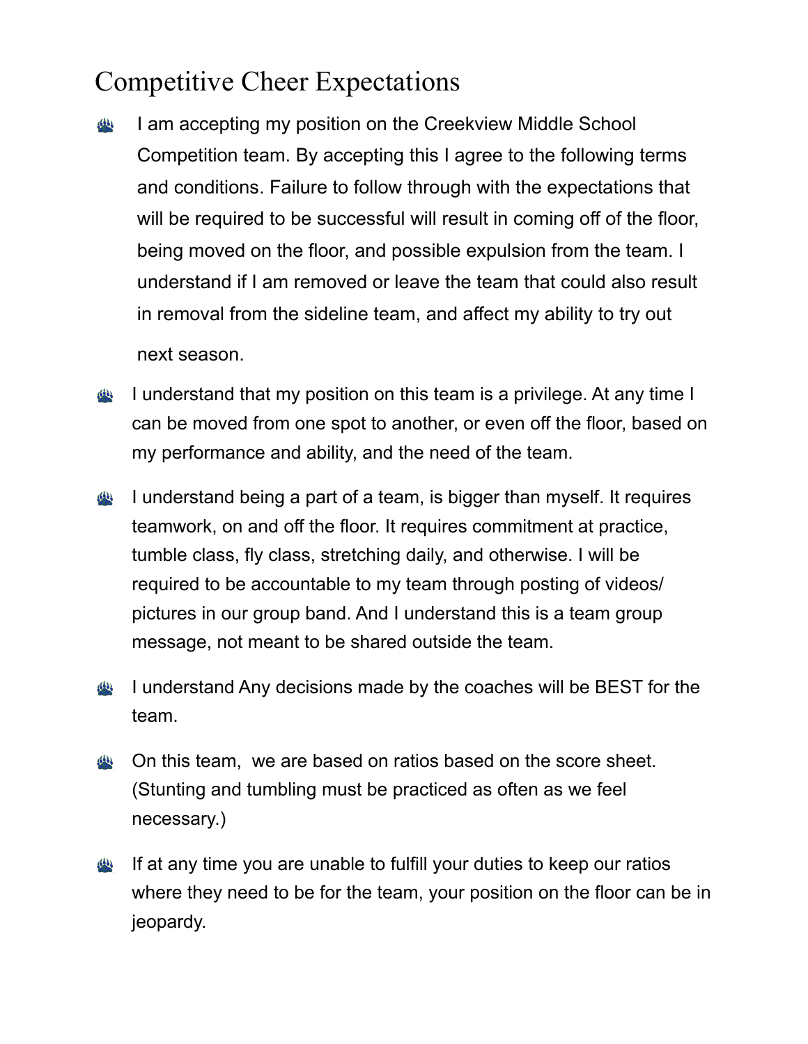# Competitive Cheer Expectations

- I am accepting my position on the Creekview Middle School Competition team. By accepting this I agree to the following terms and conditions. Failure to follow through with the expectations that will be required to be successful will result in coming off of the floor, being moved on the floor, and possible expulsion from the team. I understand if I am removed or leave the team that could also result in removal from the sideline team, and affect my ability to try out next season.
- I understand that my position on this team is a privilege. At any time I can be moved from one spot to another, or even off the floor, based on my performance and ability, and the need of the team.
- I understand being a part of a team, is bigger than myself. It requires teamwork, on and off the floor. It requires commitment at practice, tumble class, fly class, stretching daily, and otherwise. I will be required to be accountable to my team through posting of videos/ pictures in our group band. And I understand this is a team group message, not meant to be shared outside the team.
- I understand Any decisions made by the coaches will be BEST for the team.
- On this team, we are based on ratios based on the score sheet. (Stunting and tumbling must be practiced as often as we feel necessary.)
- If at any time you are unable to fulfill your duties to keep our ratios where they need to be for the team, your position on the floor can be in jeopardy.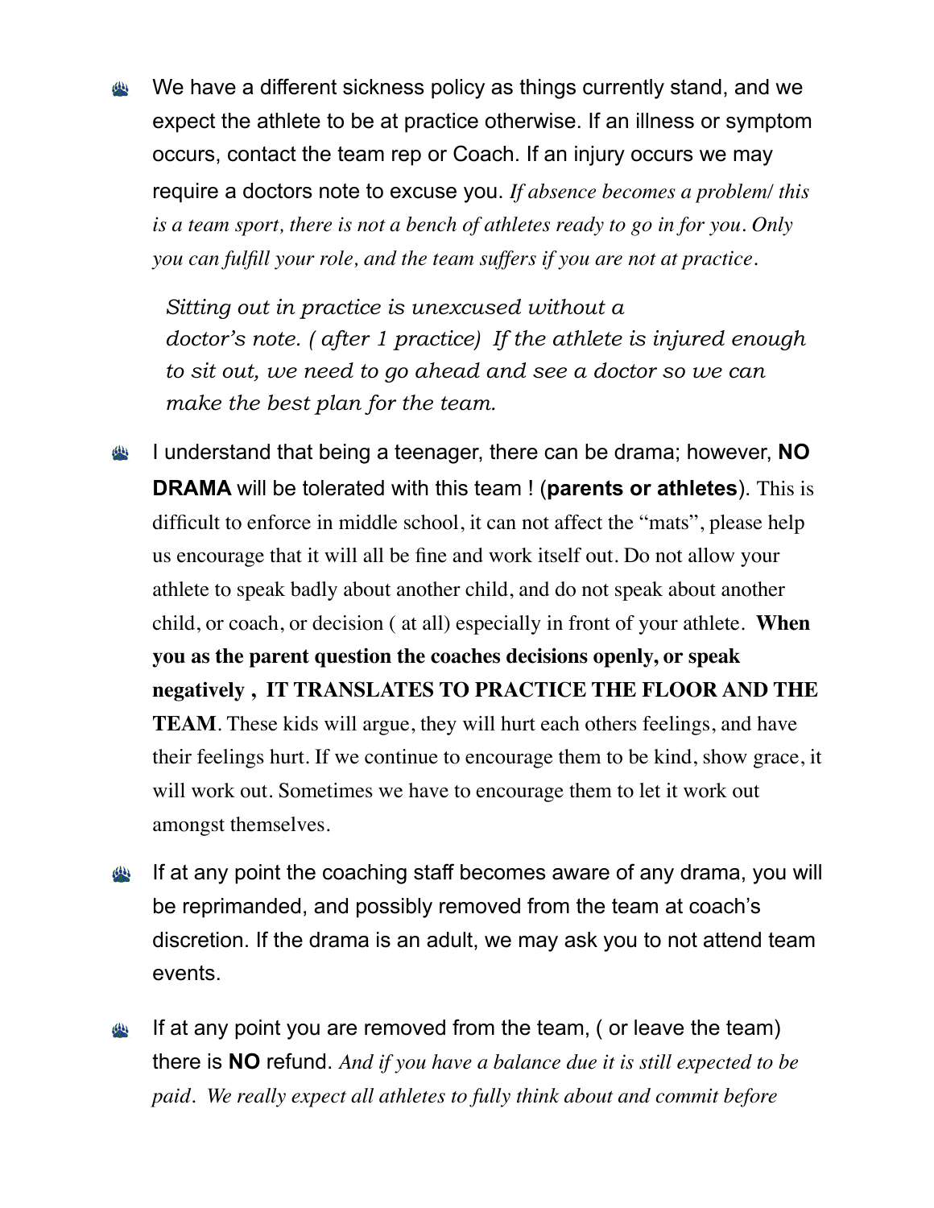- We have a different sickness policy as things currently stand, and we expect the athlete to be at practice otherwise. If an illness or symptom occurs, contact the team rep or Coach. If an injury occurs we may require a doctors note to excuse you. *If absence becomes a problem/ this is a team sport, there is not a bench of athletes ready to go in for you. Only you can fulfill your role, and the team suffers if you are not at practice.*

  *Sitting out in practice is unexcused without a doctor's note. ( after 1 practice) If the athlete is injured enough to sit out, we need to go ahead and see a doctor so we can make the best plan for the team.*

- I understand that being a teenager, there can be drama; however, **NO DRAMA** will be tolerated with this team ! (**parents or athletes**). This is difficult to enforce in middle school, it can not affect the "mats", please help us encourage that it will all be fine and work itself out. Do not allow your athlete to speak badly about another child, and do not speak about another child, or coach, or decision ( at all) especially in front of your athlete. **When you as the parent question the coaches decisions openly, or speak negatively , IT TRANSLATES TO PRACTICE THE FLOOR AND THE TEAM**. These kids will argue, they will hurt each others feelings, and have their feelings hurt. If we continue to encourage them to be kind, show grace, it will work out. Sometimes we have to encourage them to let it work out amongst themselves.

- If at any point the coaching staff becomes aware of any drama, you will be reprimanded, and possibly removed from the team at coach's discretion. If the drama is an adult, we may ask you to not attend team events.

- If at any point you are removed from the team, ( or leave the team) there is **NO** refund. *And if you have a balance due it is still expected to be paid. We really expect all athletes to fully think about and commit before*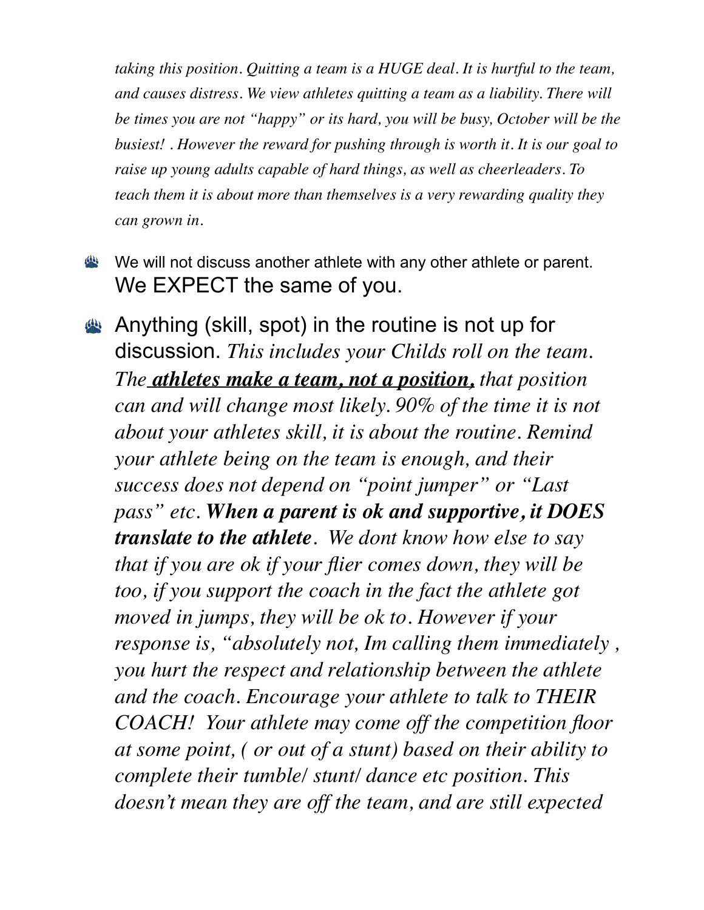*taking this position. Quitting a team is a HUGE deal. It is hurtful to the team, and causes distress. We view athletes quitting a team as a liability. There will be times you are not "happy" or its hard, you will be busy, October will be the busiest! . However the reward for pushing through is worth it. It is our goal to raise up young adults capable of hard things, as well as cheerleaders. To teach them it is about more than themselves is a very rewarding quality they can grown in.*

- We will not discuss another athlete with any other athlete or parent. We EXPECT the same of you.
- Anything (skill, spot) in the routine is not up for discussion. *This includes your Childs roll on the team. The **athletes make a team, not a position,** that position can and will change most likely. 90% of the time it is not about your athletes skill, it is about the routine. Remind your athlete being on the team is enough, and their success does not depend on "point jumper" or "Last pass" etc. **When a parent is ok and supportive, it DOES translate to the athlete**. We dont know how else to say that if you are ok if your flier comes down, they will be too, if you support the coach in the fact the athlete got moved in jumps, they will be ok to. However if your response is, "absolutely not, Im calling them immediately , you hurt the respect and relationship between the athlete and the coach. Encourage your athlete to talk to THEIR COACH! Your athlete may come off the competition floor at some point, ( or out of a stunt) based on their ability to complete their tumble/ stunt/ dance etc position. This doesn't mean they are off the team, and are still expected*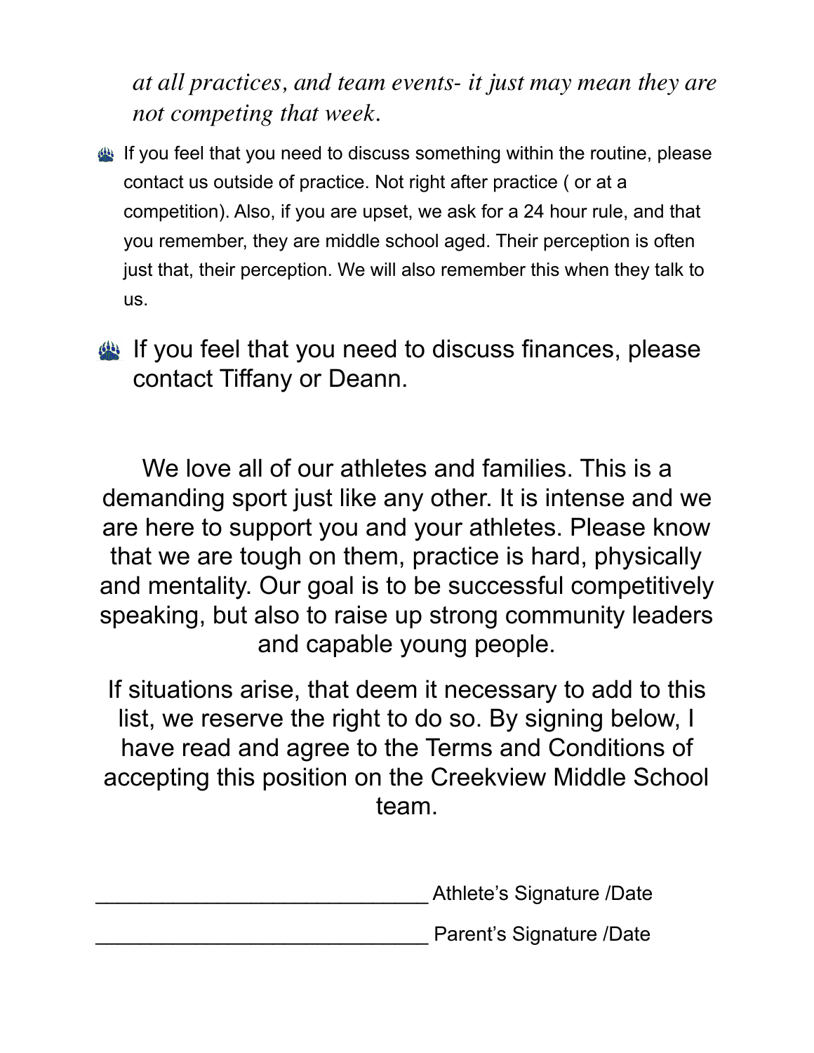*at all practices, and team events- it just may mean they are not competing that week.*

- If you feel that you need to discuss something within the routine, please contact us outside of practice. Not right after practice ( or at a competition). Also, if you are upset, we ask for a 24 hour rule, and that you remember, they are middle school aged. Their perception is often just that, their perception. We will also remember this when they talk to us.

- If you feel that you need to discuss finances, please contact Tiffany or Deann.

We love all of our athletes and families. This is a demanding sport just like any other. It is intense and we are here to support you and your athletes. Please know that we are tough on them, practice is hard, physically and mentality. Our goal is to be successful competitively speaking, but also to raise up strong community leaders and capable young people.

If situations arise, that deem it necessary to add to this list, we reserve the right to do so. By signing below, I have read and agree to the Terms and Conditions of accepting this position on the Creekview Middle School team.

_____________________________ Athlete's Signature /Date

_____________________________ Parent's Signature /Date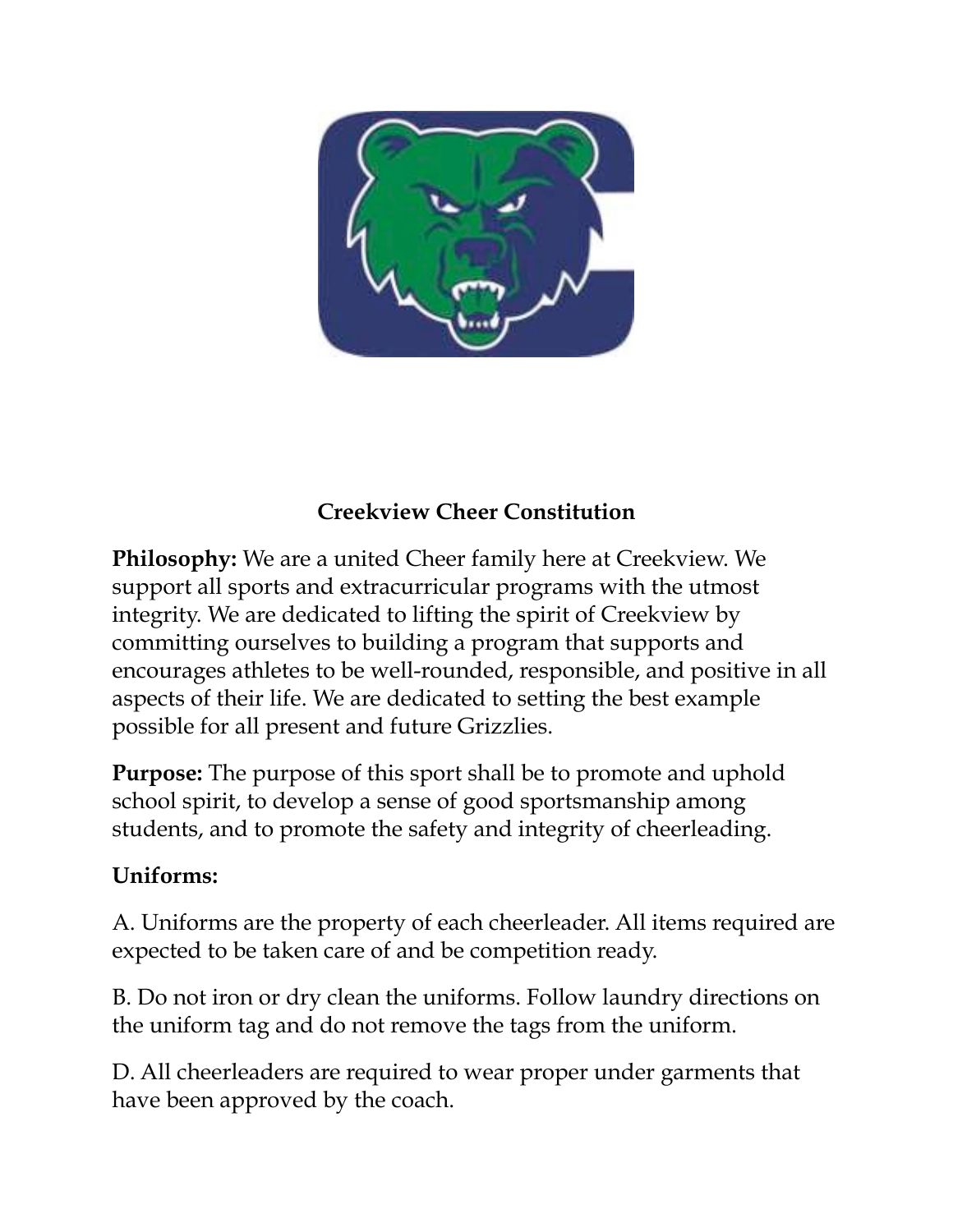# Creekview Cheer Constitution

**Philosophy:** We are a united Cheer family here at Creekview. We support all sports and extracurricular programs with the utmost integrity. We are dedicated to lifting the spirit of Creekview by committing ourselves to building a program that supports and encourages athletes to be well-rounded, responsible, and positive in all aspects of their life. We are dedicated to setting the best example possible for all present and future Grizzlies.

**Purpose:** The purpose of this sport shall be to promote and uphold school spirit, to develop a sense of good sportsmanship among students, and to promote the safety and integrity of cheerleading.

**Uniforms:**

A. Uniforms are the property of each cheerleader. All items required are expected to be taken care of and be competition ready.

B. Do not iron or dry clean the uniforms. Follow laundry directions on the uniform tag and do not remove the tags from the uniform.

D. All cheerleaders are required to wear proper under garments that have been approved by the coach.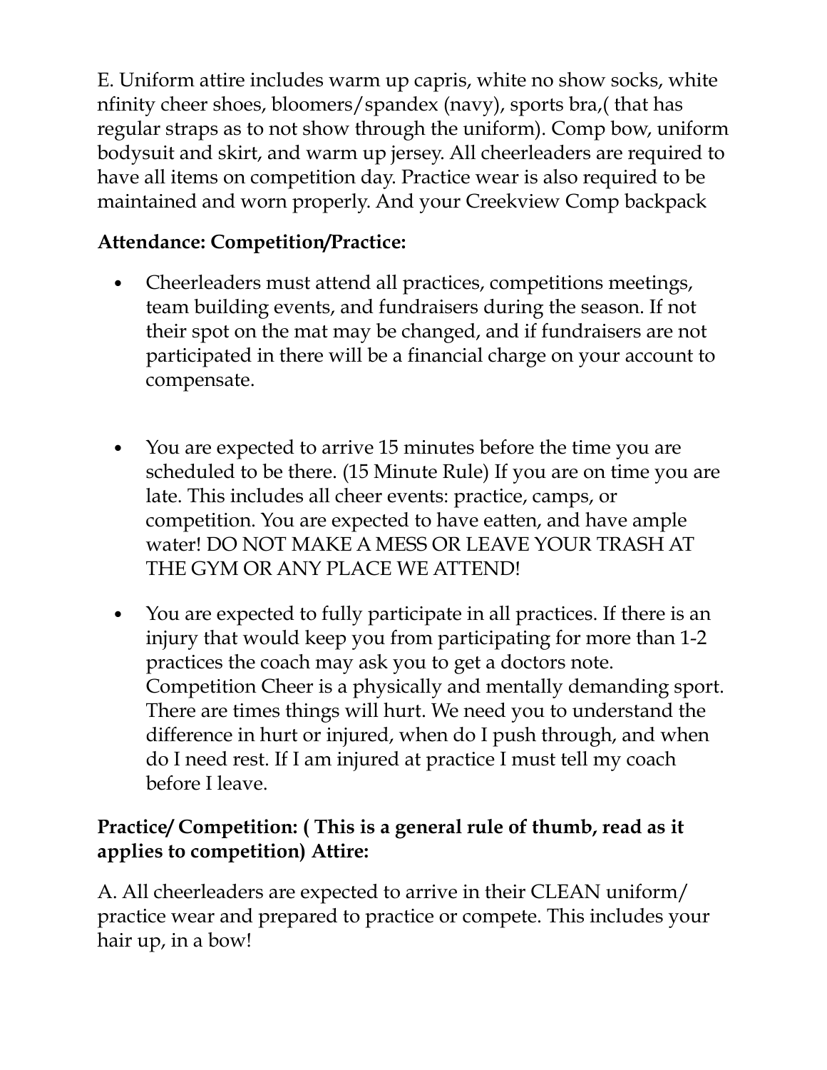E. Uniform attire includes warm up capris, white no show socks, white nfinity cheer shoes, bloomers/spandex (navy), sports bra,( that has regular straps as to not show through the uniform). Comp bow, uniform bodysuit and skirt, and warm up jersey. All cheerleaders are required to have all items on competition day. Practice wear is also required to be maintained and worn properly. And your Creekview Comp backpack

**Attendance: Competition/Practice:**

- Cheerleaders must attend all practices, competitions meetings, team building events, and fundraisers during the season. If not their spot on the mat may be changed, and if fundraisers are not participated in there will be a financial charge on your account to compensate.

- You are expected to arrive 15 minutes before the time you are scheduled to be there. (15 Minute Rule) If you are on time you are late. This includes all cheer events: practice, camps, or competition. You are expected to have eatten, and have ample water! DO NOT MAKE A MESS OR LEAVE YOUR TRASH AT THE GYM OR ANY PLACE WE ATTEND!

- You are expected to fully participate in all practices. If there is an injury that would keep you from participating for more than 1-2 practices the coach may ask you to get a doctors note. Competition Cheer is a physically and mentally demanding sport. There are times things will hurt. We need you to understand the difference in hurt or injured, when do I push through, and when do I need rest. If I am injured at practice I must tell my coach before I leave.

**Practice/ Competition: ( This is a general rule of thumb, read as it applies to competition) Attire:**

A. All cheerleaders are expected to arrive in their CLEAN uniform/ practice wear and prepared to practice or compete. This includes your hair up, in a bow!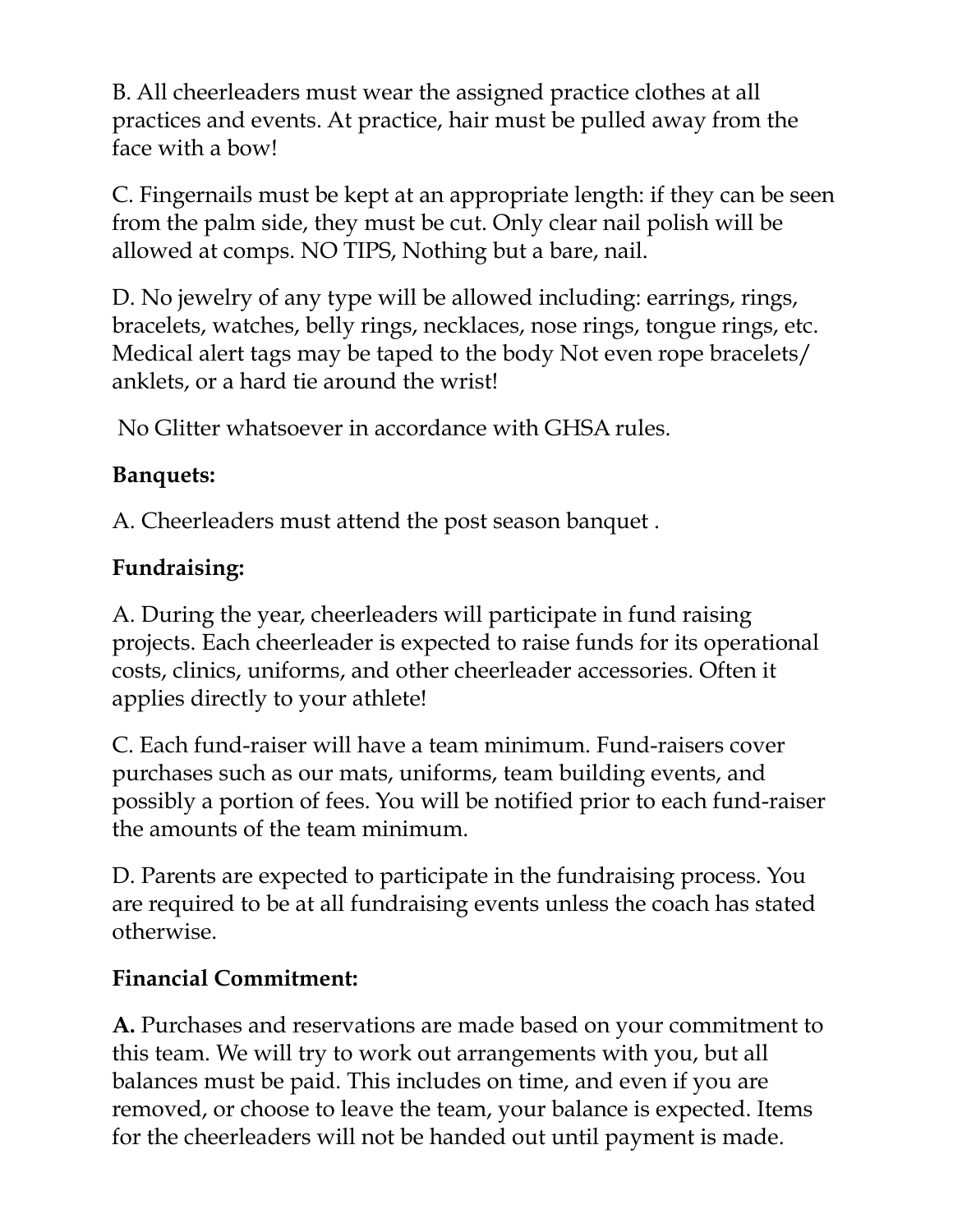B. All cheerleaders must wear the assigned practice clothes at all practices and events. At practice, hair must be pulled away from the face with a bow!

C. Fingernails must be kept at an appropriate length: if they can be seen from the palm side, they must be cut. Only clear nail polish will be allowed at comps. NO TIPS, Nothing but a bare, nail.

D. No jewelry of any type will be allowed including: earrings, rings, bracelets, watches, belly rings, necklaces, nose rings, tongue rings, etc. Medical alert tags may be taped to the body Not even rope bracelets/ anklets, or a hard tie around the wrist!

No Glitter whatsoever in accordance with GHSA rules.

**Banquets:**

A. Cheerleaders must attend the post season banquet .

**Fundraising:**

A. During the year, cheerleaders will participate in fund raising projects. Each cheerleader is expected to raise funds for its operational costs, clinics, uniforms, and other cheerleader accessories. Often it applies directly to your athlete!

C. Each fund-raiser will have a team minimum. Fund-raisers cover purchases such as our mats, uniforms, team building events, and possibly a portion of fees. You will be notified prior to each fund-raiser the amounts of the team minimum.

D. Parents are expected to participate in the fundraising process. You are required to be at all fundraising events unless the coach has stated otherwise.

**Financial Commitment:**

**A.** Purchases and reservations are made based on your commitment to this team. We will try to work out arrangements with you, but all balances must be paid. This includes on time, and even if you are removed, or choose to leave the team, your balance is expected. Items for the cheerleaders will not be handed out until payment is made.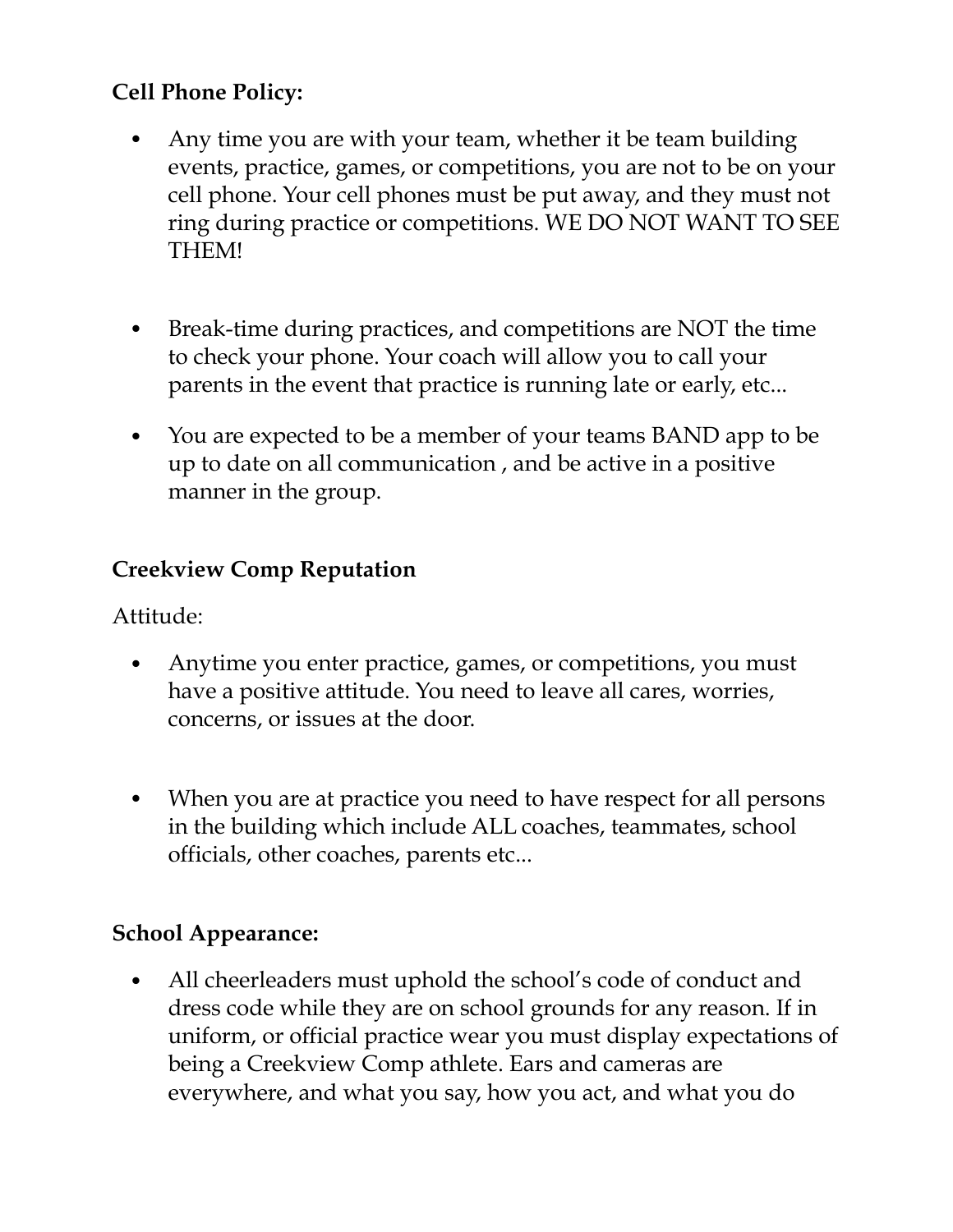**Cell Phone Policy:**

- Any time you are with your team, whether it be team building events, practice, games, or competitions, you are not to be on your cell phone. Your cell phones must be put away, and they must not ring during practice or competitions. WE DO NOT WANT TO SEE THEM!

- Break-time during practices, and competitions are NOT the time to check your phone. Your coach will allow you to call your parents in the event that practice is running late or early, etc...

- You are expected to be a member of your teams BAND app to be up to date on all communication , and be active in a positive manner in the group.

**Creekview Comp Reputation**

Attitude:

- Anytime you enter practice, games, or competitions, you must have a positive attitude. You need to leave all cares, worries, concerns, or issues at the door.

- When you are at practice you need to have respect for all persons in the building which include ALL coaches, teammates, school officials, other coaches, parents etc...

**School Appearance:**

- All cheerleaders must uphold the school's code of conduct and dress code while they are on school grounds for any reason. If in uniform, or official practice wear you must display expectations of being a Creekview Comp athlete. Ears and cameras are everywhere, and what you say, how you act, and what you do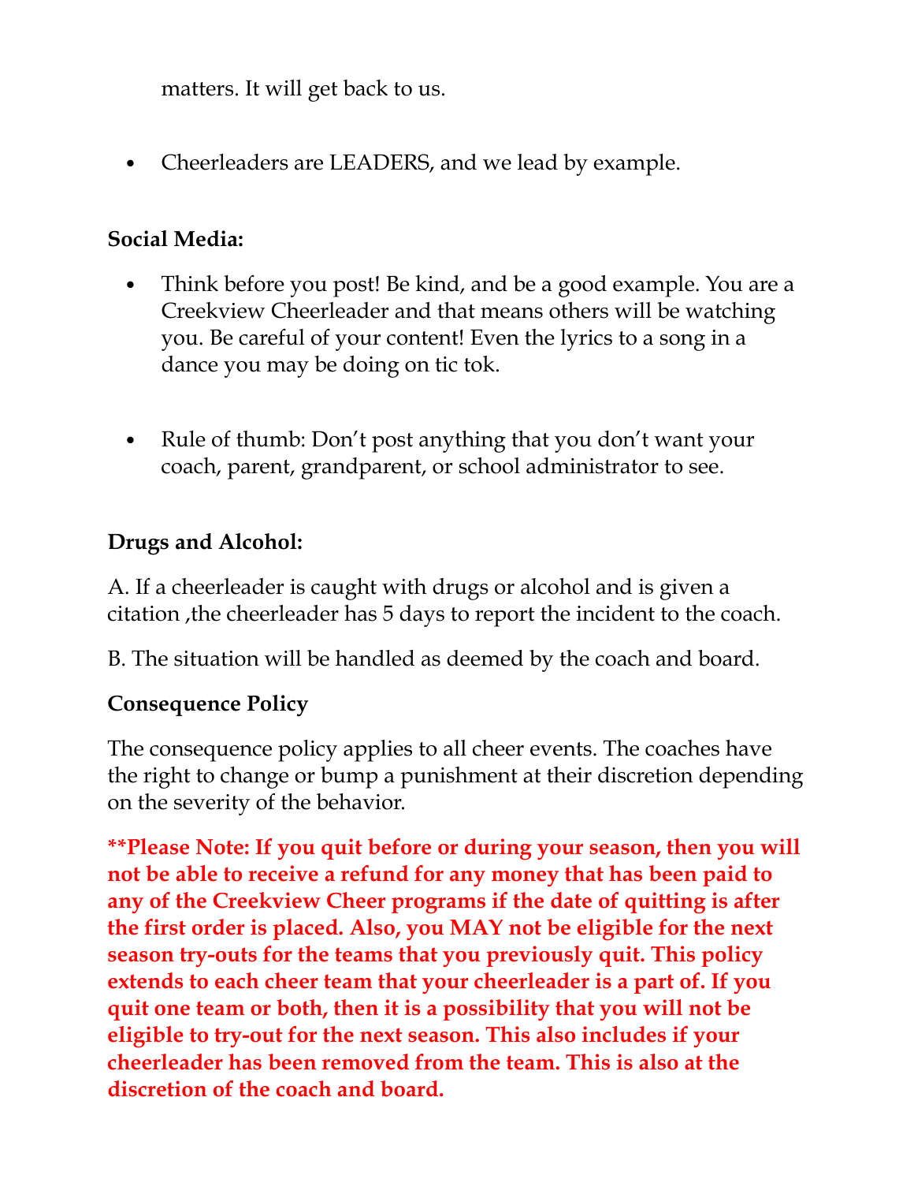matters. It will get back to us.

- Cheerleaders are LEADERS, and we lead by example.

**Social Media:**

- Think before you post! Be kind, and be a good example. You are a Creekview Cheerleader and that means others will be watching you. Be careful of your content! Even the lyrics to a song in a dance you may be doing on tic tok.

- Rule of thumb: Don't post anything that you don't want your coach, parent, grandparent, or school administrator to see.

**Drugs and Alcohol:**

A. If a cheerleader is caught with drugs or alcohol and is given a citation ,the cheerleader has 5 days to report the incident to the coach.

B. The situation will be handled as deemed by the coach and board.

**Consequence Policy**

The consequence policy applies to all cheer events. The coaches have the right to change or bump a punishment at their discretion depending on the severity of the behavior.

****Please Note: If you quit before or during your season, then you will not be able to receive a refund for any money that has been paid to any of the Creekview Cheer programs if the date of quitting is after the first order is placed. Also, you MAY not be eligible for the next season try-outs for the teams that you previously quit. This policy extends to each cheer team that your cheerleader is a part of. If you quit one team or both, then it is a possibility that you will not be eligible to try-out for the next season. This also includes if your cheerleader has been removed from the team. This is also at the discretion of the coach and board.**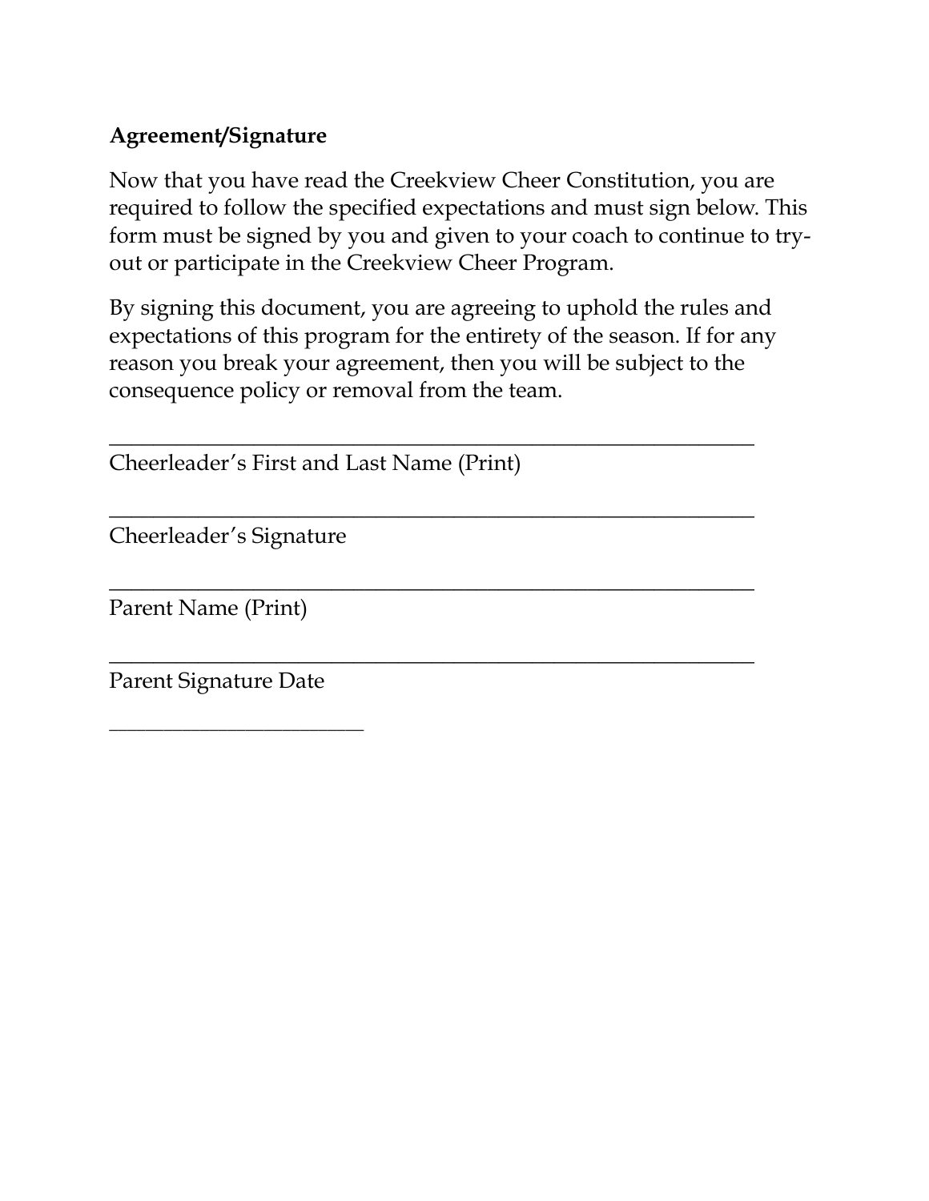**Agreement/Signature**

Now that you have read the Creekview Cheer Constitution, you are required to follow the specified expectations and must sign below. This form must be signed by you and given to your coach to continue to try-out or participate in the Creekview Cheer Program.

By signing this document, you are agreeing to uphold the rules and expectations of this program for the entirety of the season. If for any reason you break your agreement, then you will be subject to the consequence policy or removal from the team.

_______________________________________________________________

Cheerleader's First and Last Name (Print)

_______________________________________________________________

Cheerleader's Signature

_______________________________________________________________

Parent Name (Print)

_______________________________________________________________

Parent Signature Date

_________________________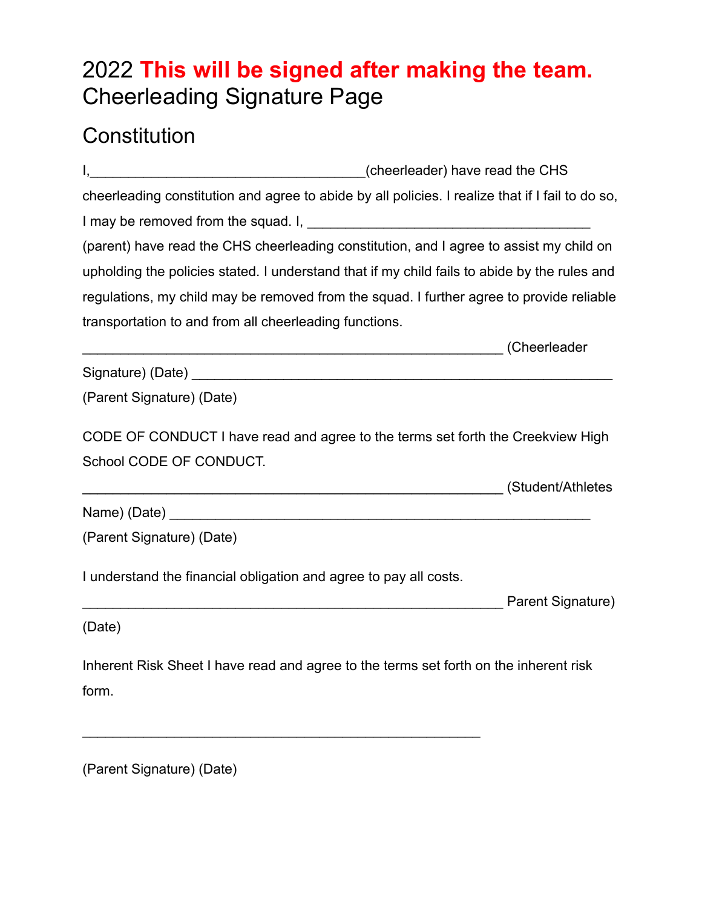# 2022 **This will be signed after making the team.** Cheerleading Signature Page

## Constitution

I,___________________________________(cheerleader) have read the CHS cheerleading constitution and agree to abide by all policies. I realize that if I fail to do so, I may be removed from the squad. I, ____________________________________ (parent) have read the CHS cheerleading constitution, and I agree to assist my child on upholding the policies stated. I understand that if my child fails to abide by the rules and regulations, my child may be removed from the squad. I further agree to provide reliable transportation to and from all cheerleading functions.

_______________________________________________________ (Cheerleader Signature) (Date) ______________________________________________________ (Parent Signature) (Date)

CODE OF CONDUCT I have read and agree to the terms set forth the Creekview High School CODE OF CONDUCT.

_______________________________________________________ (Student/Athletes Name) (Date) ______________________________________________________ (Parent Signature) (Date)

I understand the financial obligation and agree to pay all costs.

_______________________________________________________ Parent Signature) (Date)

Inherent Risk Sheet I have read and agree to the terms set forth on the inherent risk form.

____________________________________________________

(Parent Signature) (Date)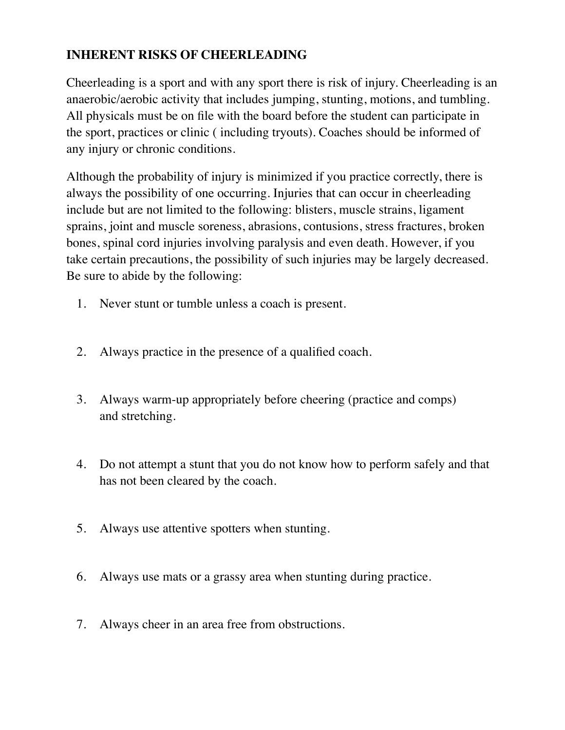## INHERENT RISKS OF CHEERLEADING

Cheerleading is a sport and with any sport there is risk of injury. Cheerleading is an anaerobic/aerobic activity that includes jumping, stunting, motions, and tumbling. All physicals must be on file with the board before the student can participate in the sport, practices or clinic ( including tryouts). Coaches should be informed of any injury or chronic conditions.

Although the probability of injury is minimized if you practice correctly, there is always the possibility of one occurring. Injuries that can occur in cheerleading include but are not limited to the following: blisters, muscle strains, ligament sprains, joint and muscle soreness, abrasions, contusions, stress fractures, broken bones, spinal cord injuries involving paralysis and even death. However, if you take certain precautions, the possibility of such injuries may be largely decreased. Be sure to abide by the following:

1. Never stunt or tumble unless a coach is present.

2. Always practice in the presence of a qualified coach.

3. Always warm-up appropriately before cheering (practice and comps) and stretching.

4. Do not attempt a stunt that you do not know how to perform safely and that has not been cleared by the coach.

5. Always use attentive spotters when stunting.

6. Always use mats or a grassy area when stunting during practice.

7. Always cheer in an area free from obstructions.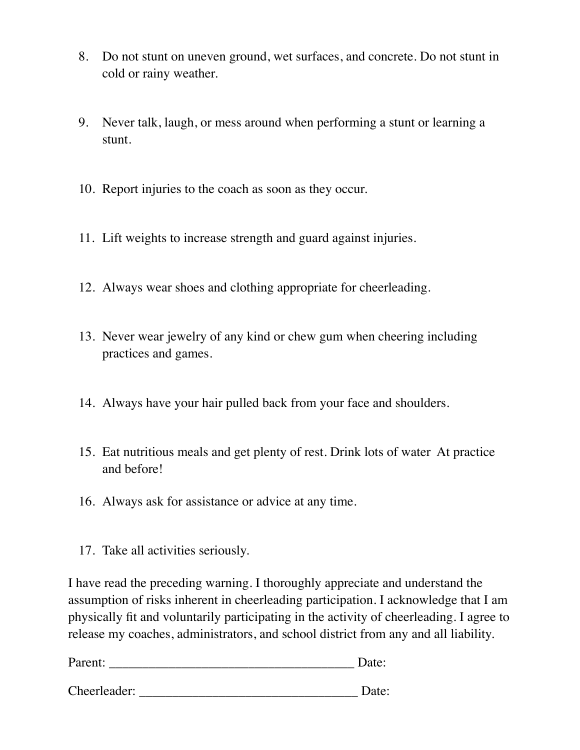8. Do not stunt on uneven ground, wet surfaces, and concrete. Do not stunt in cold or rainy weather.

9. Never talk, laugh, or mess around when performing a stunt or learning a stunt.

10. Report injuries to the coach as soon as they occur.

11. Lift weights to increase strength and guard against injuries.

12. Always wear shoes and clothing appropriate for cheerleading.

13. Never wear jewelry of any kind or chew gum when cheering including practices and games.

14. Always have your hair pulled back from your face and shoulders.

15. Eat nutritious meals and get plenty of rest. Drink lots of water  At practice and before!

16. Always ask for assistance or advice at any time.

17. Take all activities seriously.

I have read the preceding warning. I thoroughly appreciate and understand the assumption of risks inherent in cheerleading participation. I acknowledge that I am physically fit and voluntarily participating in the activity of cheerleading. I agree to release my coaches, administrators, and school district from any and all liability.

Parent: ______________________________________ Date:

Cheerleader: _________________________________ Date: